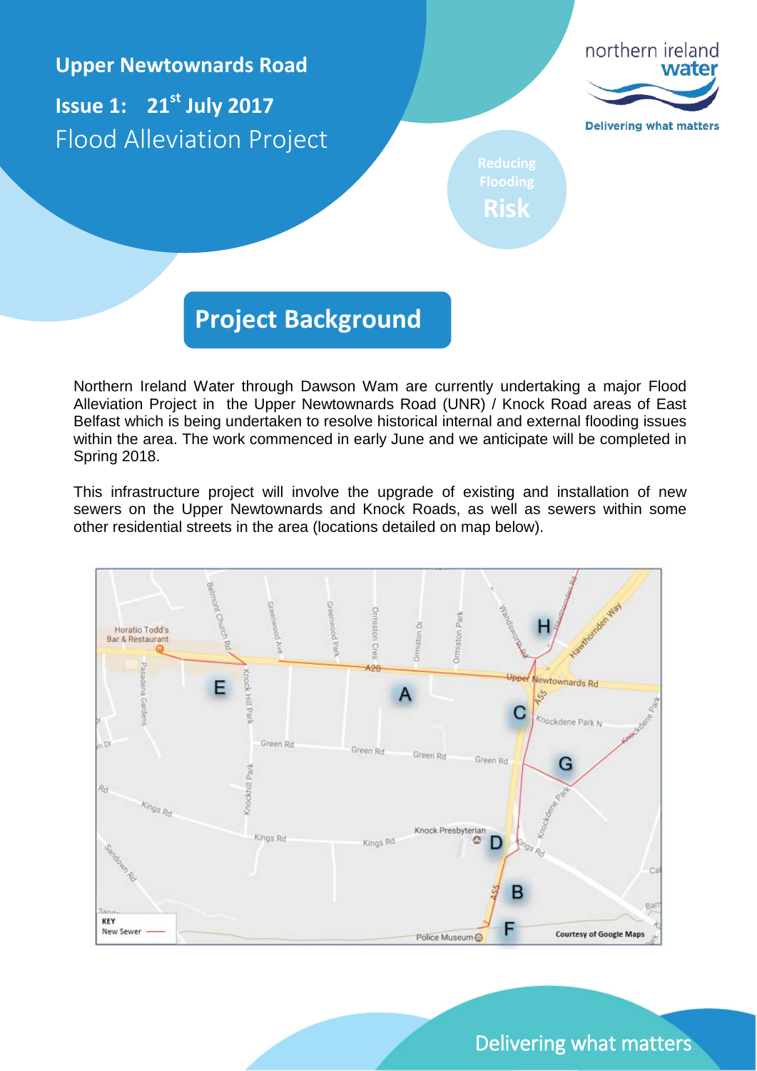# Upper Newtownards Road

## Issue 1: 21st July 2017

## Flood Alleviation Project

northern ireland water

Delivering what matters

Reducing Flooding Risk

## Project Background

Northern Ireland Water through Dawson Wam are currently undertaking a major Flood Alleviation Project in the Upper Newtownards Road (UNR) / Knock Road areas of East Belfast which is being undertaken to resolve historical internal and external flooding issues within the area. The work commenced in early June and we anticipate will be completed in Spring 2018.

This infrastructure project will involve the upgrade of existing and installation of new sewers on the Upper Newtownards and Knock Roads, as well as sewers within some other residential streets in the area (locations detailed on map below).

KEY
New Sewer

Courtesy of Google Maps

Delivering what matters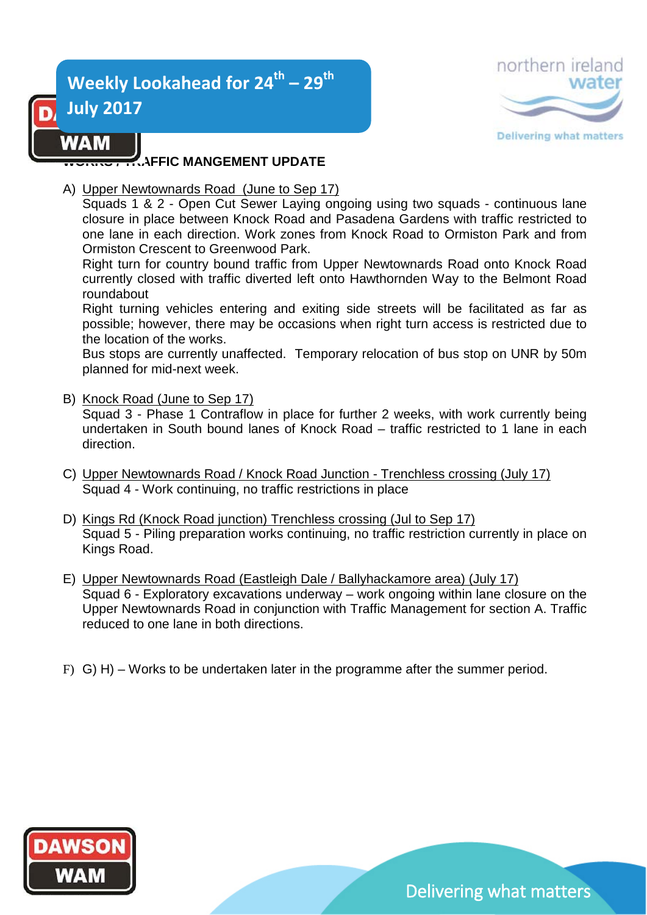# Weekly Lookahead for 24th – 29th July 2017

## WORKS / TRAFFIC MANGEMENT UPDATE

A) Upper Newtownards Road (June to Sep 17)

Squads 1 & 2 - Open Cut Sewer Laying ongoing using two squads - continuous lane closure in place between Knock Road and Pasadena Gardens with traffic restricted to one lane in each direction. Work zones from Knock Road to Ormiston Park and from Ormiston Crescent to Greenwood Park.

Right turn for country bound traffic from Upper Newtownards Road onto Knock Road currently closed with traffic diverted left onto Hawthornden Way to the Belmont Road roundabout

Right turning vehicles entering and exiting side streets will be facilitated as far as possible; however, there may be occasions when right turn access is restricted due to the location of the works.

Bus stops are currently unaffected. Temporary relocation of bus stop on UNR by 50m planned for mid-next week.

B) Knock Road (June to Sep 17)

Squad 3 - Phase 1 Contraflow in place for further 2 weeks, with work currently being undertaken in South bound lanes of Knock Road – traffic restricted to 1 lane in each direction.

C) Upper Newtownards Road / Knock Road Junction - Trenchless crossing (July 17)

Squad 4 - Work continuing, no traffic restrictions in place

D) Kings Rd (Knock Road junction) Trenchless crossing (Jul to Sep 17)

Squad 5 - Piling preparation works continuing, no traffic restriction currently in place on Kings Road.

E) Upper Newtownards Road (Eastleigh Dale / Ballyhackamore area) (July 17)

Squad 6 - Exploratory excavations underway – work ongoing within lane closure on the Upper Newtownards Road in conjunction with Traffic Management for section A. Traffic reduced to one lane in both directions.

F) G) H) – Works to be undertaken later in the programme after the summer period.